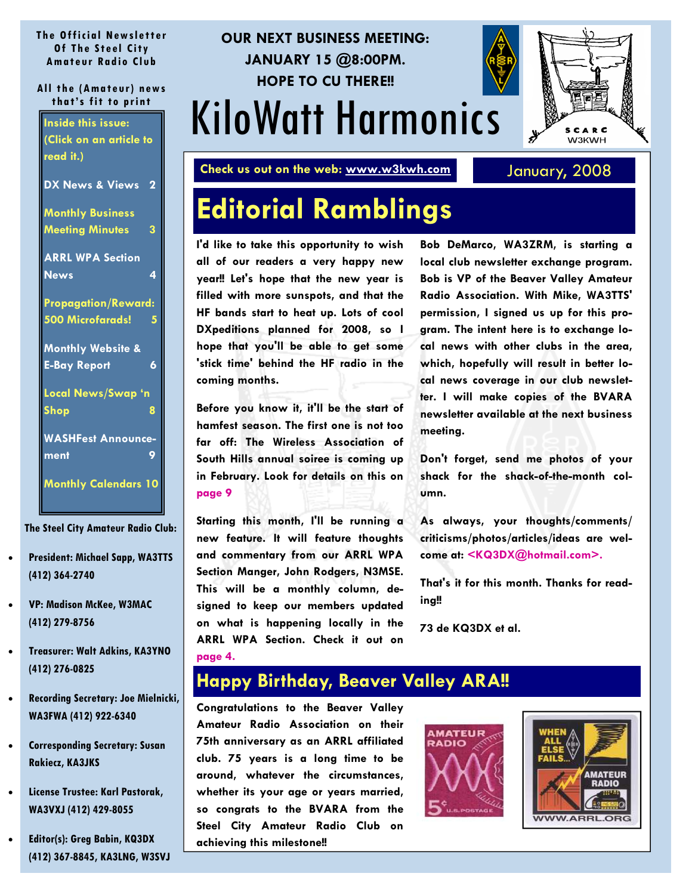The Official Newsletter Of The Steel City Amateur Radio Club

All the (Amateur) news that's fit to print

OUR NEXT BUSINESS MEETING: JANUARY 15 @8:00PM. HOPE TO CU THERE!!

# KiloWatt Harmonics

Check us out on the web: www.w3kwh.com

January, 2008

**Inside this issue: (Click on an article to read it.)**

- DX News & Views 2
- Monthly Business Meeting Minutes 3
- ARRL WPA Section News 4
- Propagation/Reward: 500 Microfarads! 5
- Monthly Website & E-Bay Report 6
- Local News/Swap 'n Shop 8
- WASHFest Announcement 9
- Monthly Calendars 10

**The Steel City Amateur Radio Club:**

- President: Michael Sapp, WA3TTS (412) 364-2740
- VP: Madison McKee, W3MAC (412) 279-8756
- Treasurer: Walt Adkins, KA3YNO (412) 276-0825
- Recording Secretary: Joe Mielnicki, WA3FWA (412) 922-6340
- Corresponding Secretary: Susan Rakiecz, KA3JKS
- License Trustee: Karl Pastorak, WA3VXJ (412) 429-8055
- Editor(s): Greg Babin, KQ3DX (412) 367-8845, KA3LNG, W3SVJ

## Editorial Ramblings

I'd like to take this opportunity to wish all of our readers a very happy new year!! Let's hope that the new year is filled with more sunspots, and that the HF bands start to heat up. Lots of cool DXpeditions planned for 2008, so I hope that you'll be able to get some 'stick time' behind the HF radio in the coming months.

Before you know it, it'll be the start of hamfest season. The first one is not too far off: The Wireless Association of South Hills annual soiree is coming up in February. Look for details on this on page 9

Starting this month, I'll be running a new feature. It will feature thoughts and commentary from our ARRL WPA Section Manger, John Rodgers, N3MSE. This will be a monthly column, designed to keep our members updated on what is happening locally in the ARRL WPA Section. Check it out on page 4.

Bob DeMarco, WA3ZRM, is starting a local club newsletter exchange program. Bob is VP of the Beaver Valley Amateur Radio Association. With Mike, WA3TTS' permission, I signed us up for this program. The intent here is to exchange local news with other clubs in the area, which, hopefully will result in better local news coverage in our club newsletter. I will make copies of the BVARA newsletter available at the next business meeting.

Don't forget, send me photos of your shack for the shack-of-the-month column.

As always, your thoughts/comments/criticisms/photos/articles/ideas are welcome at: <KQ3DX@hotmail.com>.

That's it for this month. Thanks for reading!!

73 de KQ3DX et al.

## Happy Birthday, Beaver Valley ARA!!

Congratulations to the Beaver Valley Amateur Radio Association on their 75th anniversary as an ARRL affiliated club. 75 years is a long time to be around, whatever the circumstances, whether its your age or years married, so congrats to the BVARA from the Steel City Amateur Radio Club on achieving this milestone!!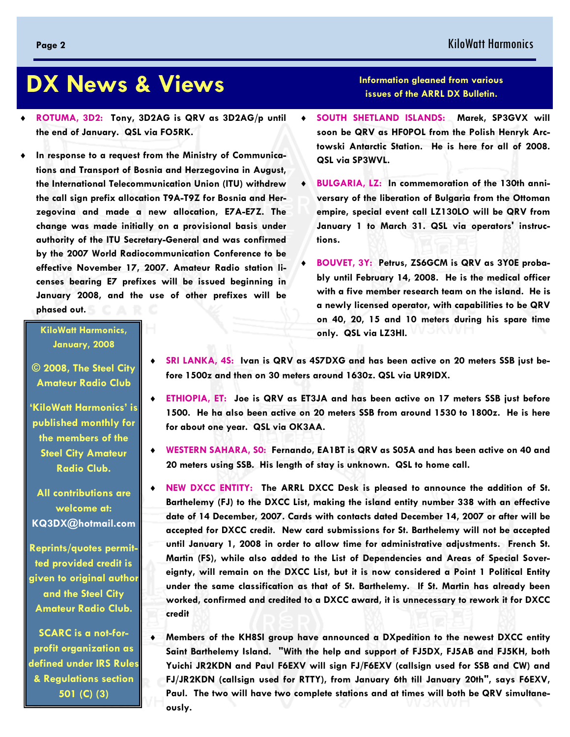# DX News & Views

Information gleaned from various issues of the ARRL DX Bulletin.

- **ROTUMA, 3D2:** Tony, 3D2AG is QRV as 3D2AG/p until the end of January. QSL via FO5RK.
- In response to a request from the Ministry of Communications and Transport of Bosnia and Herzegovina in August, the International Telecommunication Union (ITU) withdrew the call sign prefix allocation T9A-T9Z for Bosnia and Herzegovina and made a new allocation, E7A-E7Z. The change was made initially on a provisional basis under authority of the ITU Secretary-General and was confirmed by the 2007 World Radiocommunication Conference to be effective November 17, 2007. Amateur Radio station licenses bearing E7 prefixes will be issued beginning in January 2008, and the use of other prefixes will be phased out.
- **SOUTH SHETLAND ISLANDS:** Marek, SP3GVX will soon be QRV as HF0POL from the Polish Henryk Arctowski Antarctic Station. He is here for all of 2008. QSL via SP3WVL.
- **BULGARIA, LZ:** In commemoration of the 130th anniversary of the liberation of Bulgaria from the Ottoman empire, special event call LZ130LO will be QRV from January 1 to March 31. QSL via operators' instructions.
- **BOUVET, 3Y:** Petrus, ZS6GCM is QRV as 3Y0E probably until February 14, 2008. He is the medical officer with a five member research team on the island. He is a newly licensed operator, with capabilities to be QRV on 40, 20, 15 and 10 meters during his spare time only. QSL via LZ3HI.
- **SRI LANKA, 4S:** Ivan is QRV as 4S7DXG and has been active on 20 meters SSB just before 1500z and then on 30 meters around 1630z. QSL via UR9IDX.
- **ETHIOPIA, ET:** Joe is QRV as ET3JA and has been active on 17 meters SSB just before 1500. He ha also been active on 20 meters SSB from around 1530 to 1800z. He is here for about one year. QSL via OK3AA.
- **WESTERN SAHARA, S0:** Fernando, EA1BT is QRV as S05A and has been active on 40 and 20 meters using SSB. His length of stay is unknown. QSL to home call.
- **NEW DXCC ENTITY:** The ARRL DXCC Desk is pleased to announce the addition of St. Barthelemy (FJ) to the DXCC List, making the island entity number 338 with an effective date of 14 December, 2007. Cards with contacts dated December 14, 2007 or after will be accepted for DXCC credit. New card submissions for St. Barthelemy will not be accepted until January 1, 2008 in order to allow time for administrative adjustments. French St. Martin (FS), while also added to the List of Dependencies and Areas of Special Sovereignty, will remain on the DXCC List, but it is now considered a Point 1 Political Entity under the same classification as that of St. Barthelemy. If St. Martin has already been worked, confirmed and credited to a DXCC award, it is unnecessary to rework it for DXCC credit
- Members of the KH8SI group have announced a DXpedition to the newest DXCC entity Saint Barthelemy Island. "With the help and support of FJ5DX, FJ5AB and FJ5KH, both Yuichi JR2KDN and Paul F6EXV will sign FJ/F6EXV (callsign used for SSB and CW) and FJ/JR2KDN (callsign used for RTTY), from January 6th till January 20th", says F6EXV, Paul. The two will have two complete stations and at times will both be QRV simultaneously.

---

**KiloWatt Harmonics, January, 2008**

**© 2008, The Steel City Amateur Radio Club**

**'KiloWatt Harmonics' is published monthly for the members of the Steel City Amateur Radio Club.**

**All contributions are welcome at: KQ3DX@hotmail.com**

**Reprints/quotes permitted provided credit is given to original author and the Steel City Amateur Radio Club.**

**SCARC is a not-for-profit organization as defined under IRS Rules & Regulations section 501 (C) (3)**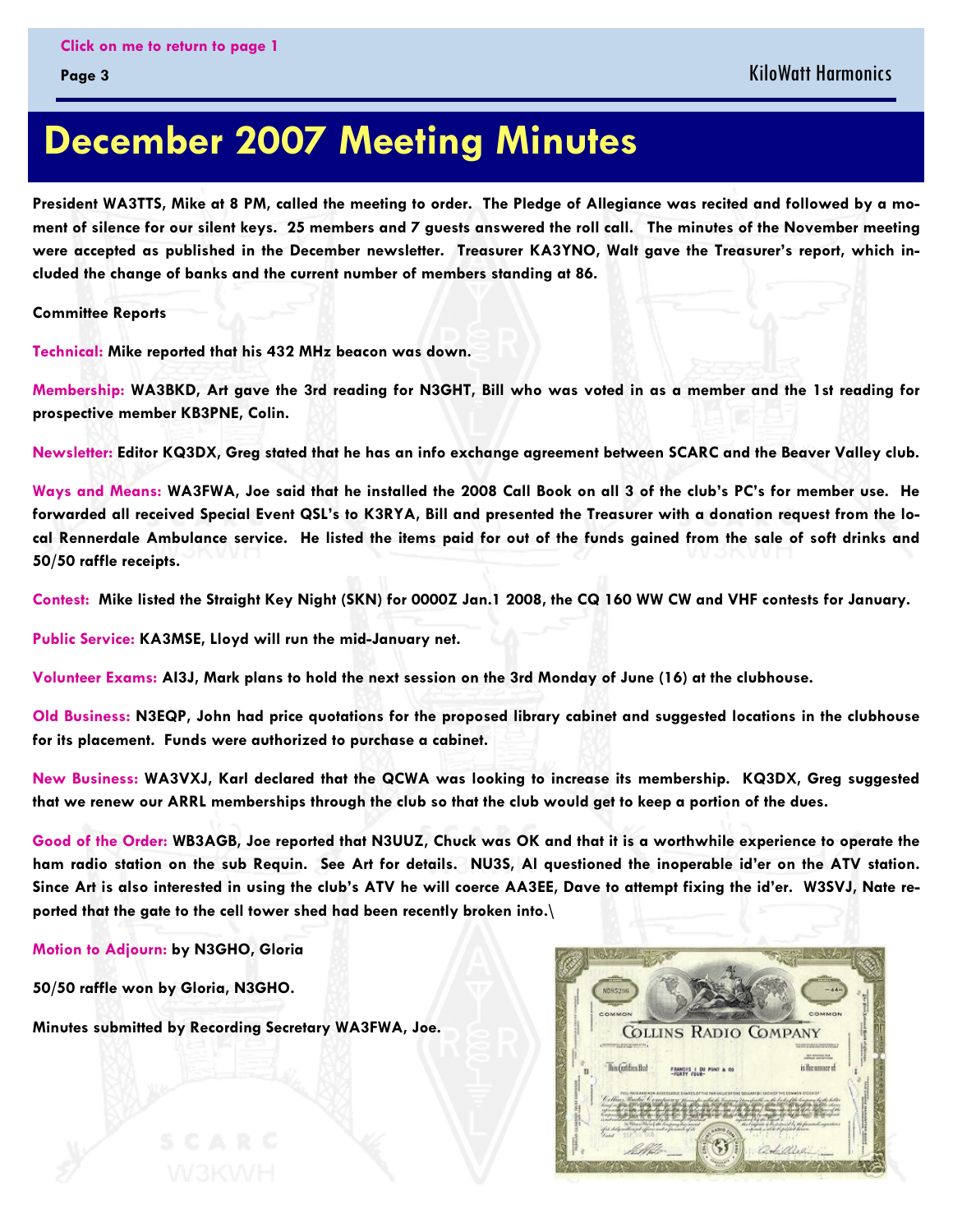# December 2007 Meeting Minutes

**President WA3TTS, Mike at 8 PM, called the meeting to order. The Pledge of Allegiance was recited and followed by a moment of silence for our silent keys. 25 members and 7 guests answered the roll call. The minutes of the November meeting were accepted as published in the December newsletter. Treasurer KA3YNO, Walt gave the Treasurer's report, which included the change of banks and the current number of members standing at 86.**

**Committee Reports**

**Technical: Mike reported that his 432 MHz beacon was down.**

**Membership: WA3BKD, Art gave the 3rd reading for N3GHT, Bill who was voted in as a member and the 1st reading for prospective member KB3PNE, Colin.**

**Newsletter: Editor KQ3DX, Greg stated that he has an info exchange agreement between SCARC and the Beaver Valley club.**

**Ways and Means: WA3FWA, Joe said that he installed the 2008 Call Book on all 3 of the club's PC's for member use. He forwarded all received Special Event QSL's to K3RYA, Bill and presented the Treasurer with a donation request from the local Rennerdale Ambulance service. He listed the items paid for out of the funds gained from the sale of soft drinks and 50/50 raffle receipts.**

**Contest: Mike listed the Straight Key Night (SKN) for 0000Z Jan.1 2008, the CQ 160 WW CW and VHF contests for January.**

**Public Service: KA3MSE, Lloyd will run the mid-January net.**

**Volunteer Exams: AI3J, Mark plans to hold the next session on the 3rd Monday of June (16) at the clubhouse.**

**Old Business: N3EQP, John had price quotations for the proposed library cabinet and suggested locations in the clubhouse for its placement. Funds were authorized to purchase a cabinet.**

**New Business: WA3VXJ, Karl declared that the QCWA was looking to increase its membership. KQ3DX, Greg suggested that we renew our ARRL memberships through the club so that the club would get to keep a portion of the dues.**

**Good of the Order: WB3AGB, Joe reported that N3UUZ, Chuck was OK and that it is a worthwhile experience to operate the ham radio station on the sub Requin. See Art for details. NU3S, Al questioned the inoperable id'er on the ATV station. Since Art is also interested in using the club's ATV he will coerce AA3EE, Dave to attempt fixing the id'er. W3SVJ, Nate reported that the gate to the cell tower shed had been recently broken into.\**

**Motion to Adjourn: by N3GHO, Gloria**

**50/50 raffle won by Gloria, N3GHO.**

**Minutes submitted by Recording Secretary WA3FWA, Joe.**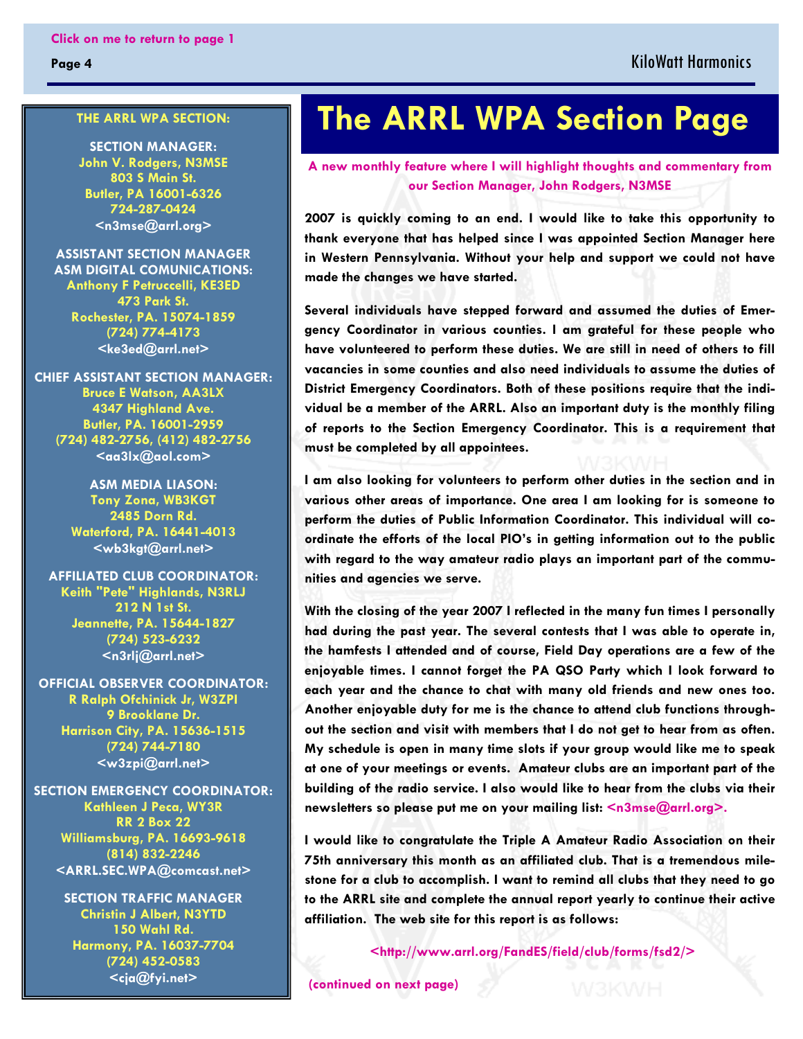# The ARRL WPA Section Page

**A new monthly feature where I will highlight thoughts and commentary from our Section Manager, John Rodgers, N3MSE**

2007 is quickly coming to an end. I would like to take this opportunity to thank everyone that has helped since I was appointed Section Manager here in Western Pennsylvania. Without your help and support we could not have made the changes we have started.

Several individuals have stepped forward and assumed the duties of Emergency Coordinator in various counties. I am grateful for these people who have volunteered to perform these duties. We are still in need of others to fill vacancies in some counties and also need individuals to assume the duties of District Emergency Coordinators. Both of these positions require that the individual be a member of the ARRL. Also an important duty is the monthly filing of reports to the Section Emergency Coordinator. This is a requirement that must be completed by all appointees.

I am also looking for volunteers to perform other duties in the section and in various other areas of importance. One area I am looking for is someone to perform the duties of Public Information Coordinator. This individual will coordinate the efforts of the local PIO's in getting information out to the public with regard to the way amateur radio plays an important part of the communities and agencies we serve.

With the closing of the year 2007 I reflected in the many fun times I personally had during the past year. The several contests that I was able to operate in, the hamfests I attended and of course, Field Day operations are a few of the enjoyable times. I cannot forget the PA QSO Party which I look forward to each year and the chance to chat with many old friends and new ones too. Another enjoyable duty for me is the chance to attend club functions throughout the section and visit with members that I do not get to hear from as often. My schedule is open in many time slots if your group would like me to speak at one of your meetings or events. Amateur clubs are an important part of the building of the radio service. I also would like to hear from the clubs via their newsletters so please put me on your mailing list: <n3mse@arrl.org>.

I would like to congratulate the Triple A Amateur Radio Association on their 75th anniversary this month as an affiliated club. That is a tremendous milestone for a club to accomplish. I want to remind all clubs that they need to go to the ARRL site and complete the annual report yearly to continue their active affiliation. The web site for this report is as follows:

<http://www.arrl.org/FandES/field/club/forms/fsd2/>

(continued on next page)

---

**THE ARRL WPA SECTION:**

**SECTION MANAGER:**
John V. Rodgers, N3MSE
803 S Main St.
Butler, PA 16001-6326
724-287-0424
<n3mse@arrl.org>

**ASSISTANT SECTION MANAGER ASM DIGITAL COMUNICATIONS:**
Anthony F Petruccelli, KE3ED
473 Park St.
Rochester, PA. 15074-1859
(724) 774-4173
<ke3ed@arrl.net>

**CHIEF ASSISTANT SECTION MANAGER:**
Bruce E Watson, AA3LX
4347 Highland Ave.
Butler, PA. 16001-2959
(724) 482-2756, (412) 482-2756
<aa3lx@aol.com>

**ASM MEDIA LIASON:**
Tony Zona, WB3KGT
2485 Dorn Rd.
Waterford, PA. 16441-4013
<wb3kgt@arrl.net>

**AFFILIATED CLUB COORDINATOR:**
Keith "Pete" Highlands, N3RLJ
212 N 1st St.
Jeannette, PA. 15644-1827
(724) 523-6232
<n3rlj@arrl.net>

**OFFICIAL OBSERVER COORDINATOR:**
R Ralph Ofchinick Jr, W3ZPI
9 Brooklane Dr.
Harrison City, PA. 15636-1515
(724) 744-7180
<w3zpi@arrl.net>

**SECTION EMERGENCY COORDINATOR:**
Kathleen J Peca, WY3R
RR 2 Box 22
Williamsburg, PA. 16693-9618
(814) 832-2246
<ARRL.SEC.WPA@comcast.net>

**SECTION TRAFFIC MANAGER**
Christin J Albert, N3YTD
150 Wahl Rd.
Harmony, PA. 16037-7704
(724) 452-0583
<cja@fyi.net>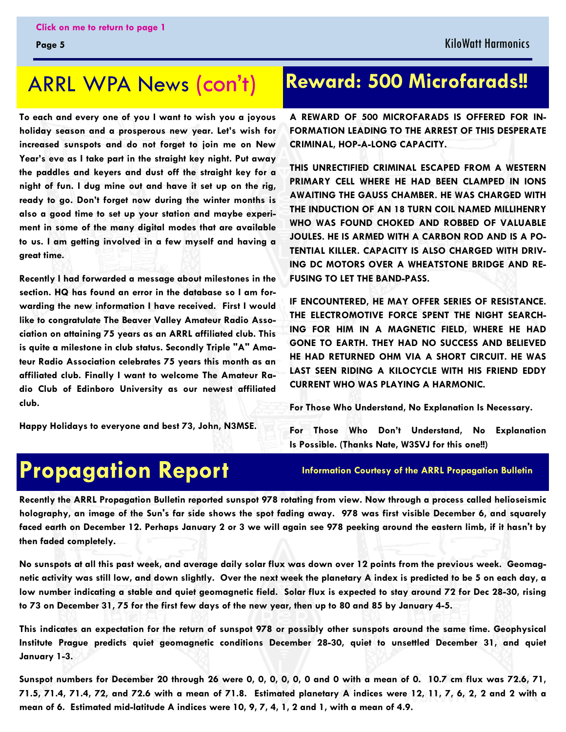## ARRL WPA News (con't)

**To each and every one of you I want to wish you a joyous holiday season and a prosperous new year. Let's wish for increased sunspots and do not forget to join me on New Year's eve as I take part in the straight key night. Put away the paddles and keyers and dust off the straight key for a night of fun. I dug mine out and have it set up on the rig, ready to go. Don't forget now during the winter months is also a good time to set up your station and maybe experiment in some of the many digital modes that are available to us. I am getting involved in a few myself and having a great time.**

**Recently I had forwarded a message about milestones in the section. HQ has found an error in the database so I am forwarding the new information I have received. First I would like to congratulate The Beaver Valley Amateur Radio Association on attaining 75 years as an ARRL affiliated club. This is quite a milestone in club status. Secondly Triple "A" Amateur Radio Association celebrates 75 years this month as an affiliated club. Finally I want to welcome The Amateur Radio Club of Edinboro University as our newest affiliated club.**

**Happy Holidays to everyone and best 73, John, N3MSE.**

## Reward: 500 Microfarads!!

**A REWARD OF 500 MICROFARADS IS OFFERED FOR INFORMATION LEADING TO THE ARREST OF THIS DESPERATE CRIMINAL, HOP-A-LONG CAPACITY.**

**THIS UNRECTIFIED CRIMINAL ESCAPED FROM A WESTERN PRIMARY CELL WHERE HE HAD BEEN CLAMPED IN IONS AWAITING THE GAUSS CHAMBER. HE WAS CHARGED WITH THE INDUCTION OF AN 18 TURN COIL NAMED MILLIHENRY WHO WAS FOUND CHOKED AND ROBBED OF VALUABLE JOULES. HE IS ARMED WITH A CARBON ROD AND IS A POTENTIAL KILLER. CAPACITY IS ALSO CHARGED WITH DRIVING DC MOTORS OVER A WHEATSTONE BRIDGE AND REFUSING TO LET THE BAND-PASS.**

**IF ENCOUNTERED, HE MAY OFFER SERIES OF RESISTANCE. THE ELECTROMOTIVE FORCE SPENT THE NIGHT SEARCHING FOR HIM IN A MAGNETIC FIELD, WHERE HE HAD GONE TO EARTH. THEY HAD NO SUCCESS AND BELIEVED HE HAD RETURNED OHM VIA A SHORT CIRCUIT. HE WAS LAST SEEN RIDING A KILOCYCLE WITH HIS FRIEND EDDY CURRENT WHO WAS PLAYING A HARMONIC.**

**For Those Who Understand, No Explanation Is Necessary.**

**For Those Who Don't Understand, No Explanation Is Possible. (Thanks Nate, W3SVJ for this one!!)**

## Propagation Report

**Information Courtesy of the ARRL Propagation Bulletin**

**Recently the ARRL Propagation Bulletin reported sunspot 978 rotating from view. Now through a process called helioseismic holography, an image of the Sun's far side shows the spot fading away. 978 was first visible December 6, and squarely faced earth on December 12. Perhaps January 2 or 3 we will again see 978 peeking around the eastern limb, if it hasn't by then faded completely.**

**No sunspots at all this past week, and average daily solar flux was down over 12 points from the previous week. Geomagnetic activity was still low, and down slightly. Over the next week the planetary A index is predicted to be 5 on each day, a low number indicating a stable and quiet geomagnetic field. Solar flux is expected to stay around 72 for Dec 28-30, rising to 73 on December 31, 75 for the first few days of the new year, then up to 80 and 85 by January 4-5.**

**This indicates an expectation for the return of sunspot 978 or possibly other sunspots around the same time. Geophysical Institute Prague predicts quiet geomagnetic conditions December 28-30, quiet to unsettled December 31, and quiet January 1-3.**

**Sunspot numbers for December 20 through 26 were 0, 0, 0, 0, 0, 0 and 0 with a mean of 0. 10.7 cm flux was 72.6, 71, 71.5, 71.4, 71.4, 72, and 72.6 with a mean of 71.8. Estimated planetary A indices were 12, 11, 7, 6, 2, 2 and 2 with a mean of 6. Estimated mid-latitude A indices were 10, 9, 7, 4, 1, 2 and 1, with a mean of 4.9.**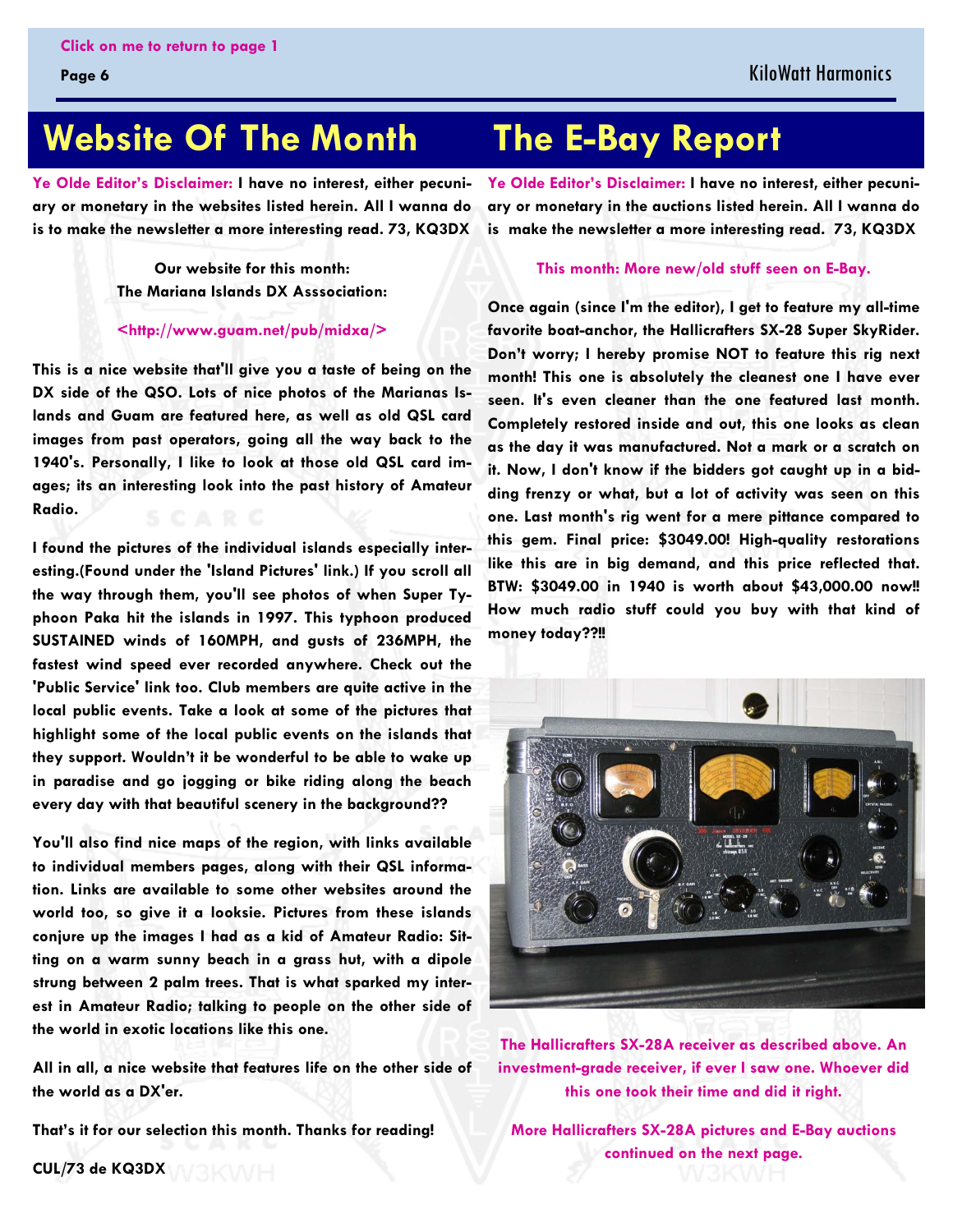Click on me to return to page 1

# Website Of The Month

**Ye Olde Editor's Disclaimer: I have no interest, either pecuniary or monetary in the websites listed herein. All I wanna do is to make the newsletter a more interesting read. 73, KQ3DX**

**Our website for this month:**
**The Mariana Islands DX Asssociation:**

**<http://www.guam.net/pub/midxa/>**

**This is a nice website that'll give you a taste of being on the DX side of the QSO. Lots of nice photos of the Marianas Islands and Guam are featured here, as well as old QSL card images from past operators, going all the way back to the 1940's. Personally, I like to look at those old QSL card images; its an interesting look into the past history of Amateur Radio.**

**I found the pictures of the individual islands especially interesting.(Found under the 'Island Pictures' link.) If you scroll all the way through them, you'll see photos of when Super Typhoon Paka hit the islands in 1997. This typhoon produced SUSTAINED winds of 160MPH, and gusts of 236MPH, the fastest wind speed ever recorded anywhere. Check out the 'Public Service' link too. Club members are quite active in the local public events. Take a look at some of the pictures that highlight some of the local public events on the islands that they support. Wouldn't it be wonderful to be able to wake up in paradise and go jogging or bike riding along the beach every day with that beautiful scenery in the background??**

**You'll also find nice maps of the region, with links available to individual members pages, along with their QSL information. Links are available to some other websites around the world too, so give it a looksie. Pictures from these islands conjure up the images I had as a kid of Amateur Radio: Sitting on a warm sunny beach in a grass hut, with a dipole strung between 2 palm trees. That is what sparked my interest in Amateur Radio; talking to people on the other side of the world in exotic locations like this one.**

**All in all, a nice website that features life on the other side of the world as a DX'er.**

**That's it for our selection this month. Thanks for reading!**

**CUL/73 de KQ3DX**

# The E-Bay Report

**Ye Olde Editor's Disclaimer: I have no interest, either pecuniary or monetary in the auctions listed herein. All I wanna do is make the newsletter a more interesting read. 73, KQ3DX**

**This month: More new/old stuff seen on E-Bay.**

**Once again (since I'm the editor), I get to feature my all-time favorite boat-anchor, the Hallicrafters SX-28 Super SkyRider. Don't worry; I hereby promise NOT to feature this rig next month! This one is absolutely the cleanest one I have ever seen. It's even cleaner than the one featured last month. Completely restored inside and out, this one looks as clean as the day it was manufactured. Not a mark or a scratch on it. Now, I don't know if the bidders got caught up in a bidding frenzy or what, but a lot of activity was seen on this one. Last month's rig went for a mere pittance compared to this gem. Final price: $3049.00! High-quality restorations like this are in big demand, and this price reflected that. BTW: $3049.00 in 1940 is worth about $43,000.00 now!! How much radio stuff could you buy with that kind of money today??!!**

**The Hallicrafters SX-28A receiver as described above. An investment-grade receiver, if ever I saw one. Whoever did this one took their time and did it right.**

**More Hallicrafters SX-28A pictures and E-Bay auctions continued on the next page.**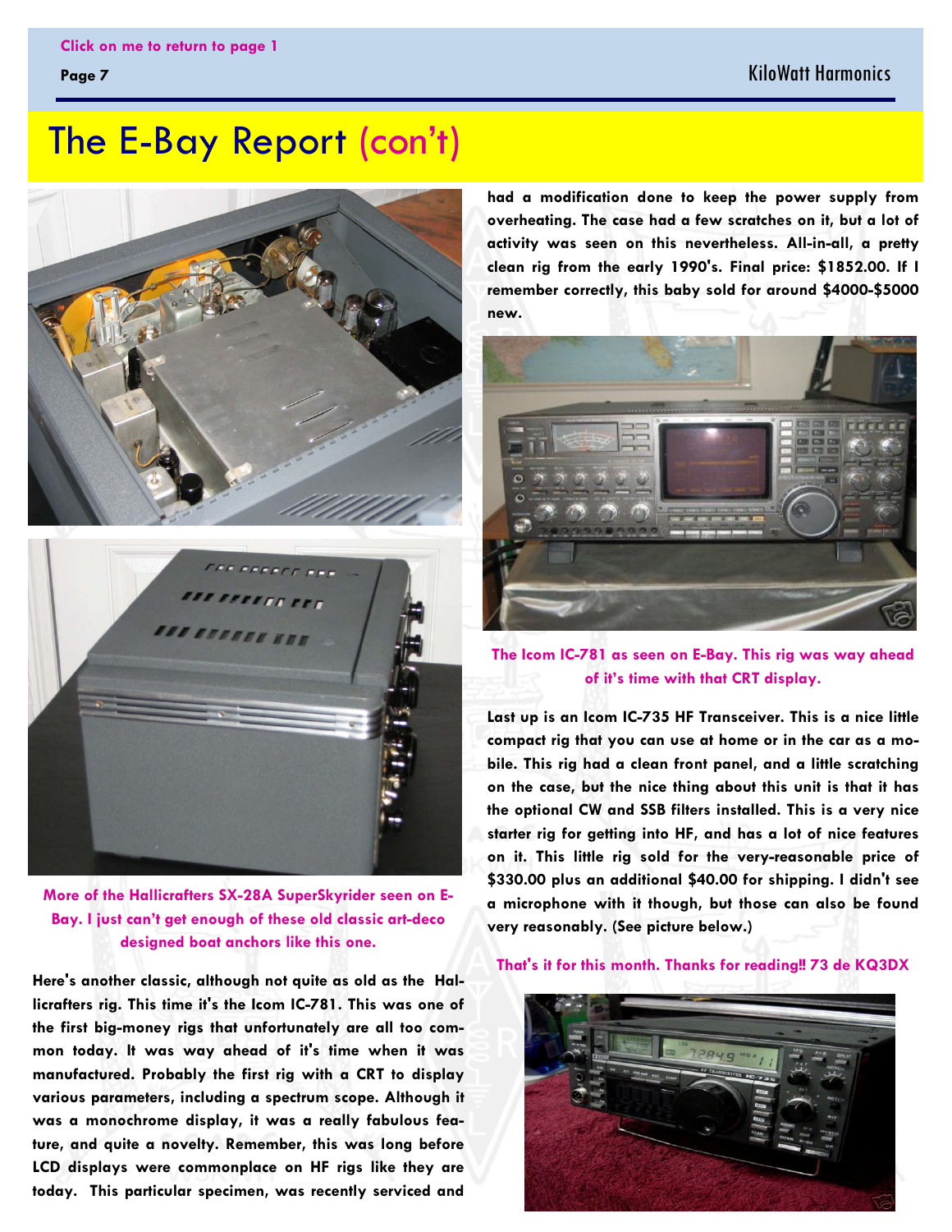# The E-Bay Report (con't)

More of the Hallicrafters SX-28A SuperSkyrider seen on E-Bay. I just can't get enough of these old classic art-deco designed boat anchors like this one.

**Here's another classic, although not quite as old as the Hallicrafters rig. This time it's the Icom IC-781. This was one of the first big-money rigs that unfortunately are all too common today. It was way ahead of it's time when it was manufactured. Probably the first rig with a CRT to display various parameters, including a spectrum scope. Although it was a monochrome display, it was a really fabulous feature, and quite a novelty. Remember, this was long before LCD displays were commonplace on HF rigs like they are today. This particular specimen, was recently serviced and had a modification done to keep the power supply from overheating. The case had a few scratches on it, but a lot of activity was seen on this nevertheless. All-in-all, a pretty clean rig from the early 1990's. Final price: $1852.00. If I remember correctly, this baby sold for around $4000-$5000 new.**

The Icom IC-781 as seen on E-Bay. This rig was way ahead of it's time with that CRT display.

**Last up is an Icom IC-735 HF Transceiver. This is a nice little compact rig that you can use at home or in the car as a mobile. This rig had a clean front panel, and a little scratching on the case, but the nice thing about this unit is that it has the optional CW and SSB filters installed. This is a very nice starter rig for getting into HF, and has a lot of nice features on it. This little rig sold for the very-reasonable price of $330.00 plus an additional $40.00 for shipping. I didn't see a microphone with it though, but those can also be found very reasonably. (See picture below.)**

That's it for this month. Thanks for reading!! 73 de KQ3DX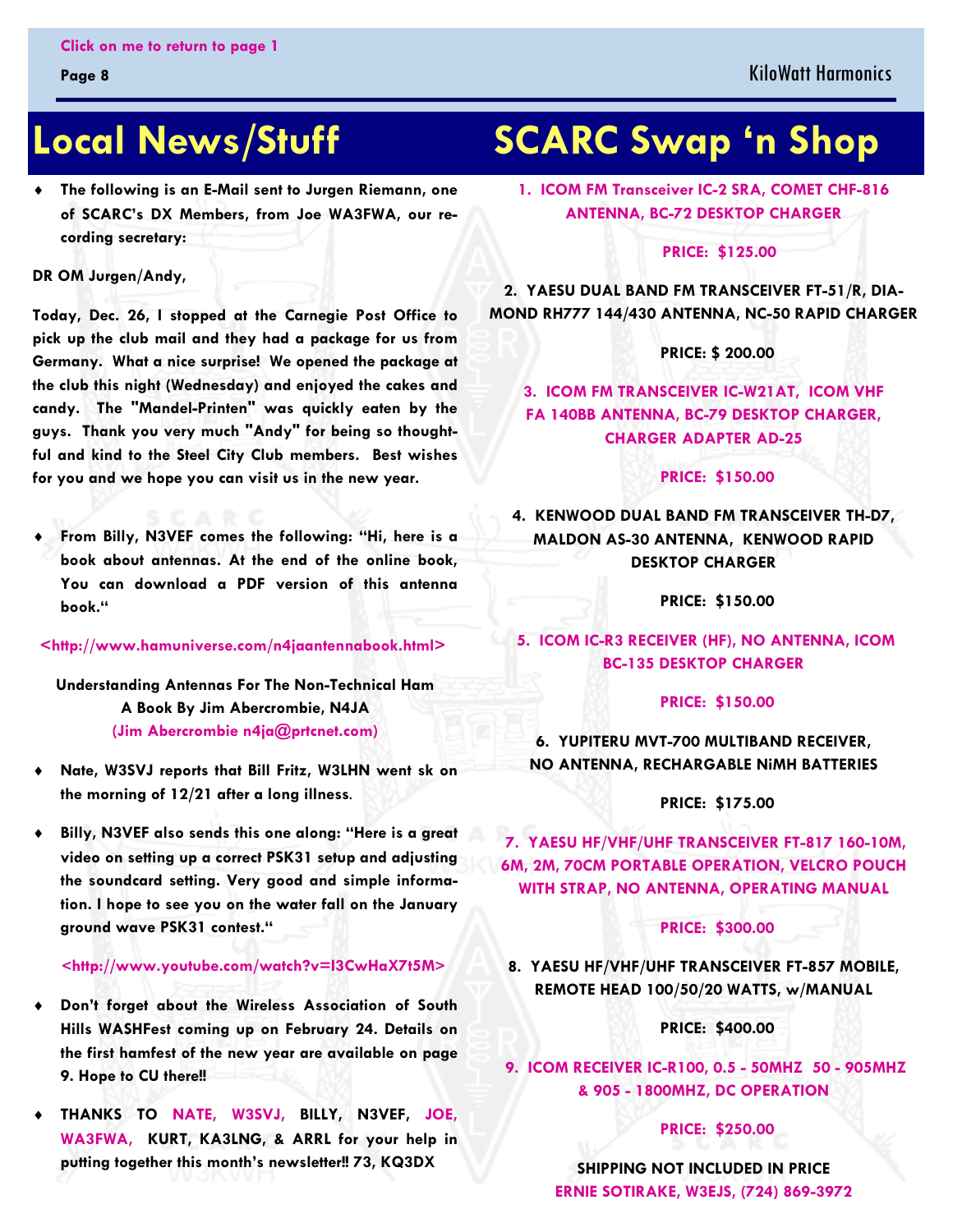# Local News/Stuff

- **The following is an E-Mail sent to Jurgen Riemann, one of SCARC's DX Members, from Joe WA3FWA, our recording secretary:**

**DR OM Jurgen/Andy,**

**Today, Dec. 26, I stopped at the Carnegie Post Office to pick up the club mail and they had a package for us from Germany. What a nice surprise! We opened the package at the club this night (Wednesday) and enjoyed the cakes and candy. The "Mandel-Printen" was quickly eaten by the guys. Thank you very much "Andy" for being so thoughtful and kind to the Steel City Club members. Best wishes for you and we hope you can visit us in the new year.**

- **From Billy, N3VEF comes the following: "Hi, here is a book about antennas. At the end of the online book, You can download a PDF version of this antenna book."**

**<http://www.hamuniverse.com/n4jaantennabook.html>**

**Understanding Antennas For The Non-Technical Ham**
**A Book By Jim Abercrombie, N4JA**
**(Jim Abercrombie n4ja@prtcnet.com)**

- **Nate, W3SVJ reports that Bill Fritz, W3LHN went sk on the morning of 12/21 after a long illness.**

- **Billy, N3VEF also sends this one along: "Here is a great video on setting up a correct PSK31 setup and adjusting the soundcard setting. Very good and simple information. I hope to see you on the water fall on the January ground wave PSK31 contest."**

**<http://www.youtube.com/watch?v=I3CwHaX7t5M>**

- **Don't forget about the Wireless Association of South Hills WASHFest coming up on February 24. Details on the first hamfest of the new year are available on page 9. Hope to CU there!!**

- **THANKS TO NATE, W3SVJ, BILLY, N3VEF, JOE, WA3FWA, KURT, KA3LNG, & ARRL for your help in putting together this month's newsletter!! 73, KQ3DX**

# SCARC Swap 'n Shop

**1. ICOM FM Transceiver IC-2 SRA, COMET CHF-816 ANTENNA, BC-72 DESKTOP CHARGER**

**PRICE: $125.00**

**2. YAESU DUAL BAND FM TRANSCEIVER FT-51/R, DIAMOND RH777 144/430 ANTENNA, NC-50 RAPID CHARGER**

**PRICE: $ 200.00**

**3. ICOM FM TRANSCEIVER IC-W21AT, ICOM VHF FA 140BB ANTENNA, BC-79 DESKTOP CHARGER, CHARGER ADAPTER AD-25**

**PRICE: $150.00**

**4. KENWOOD DUAL BAND FM TRANSCEIVER TH-D7, MALDON AS-30 ANTENNA, KENWOOD RAPID DESKTOP CHARGER**

**PRICE: $150.00**

**5. ICOM IC-R3 RECEIVER (HF), NO ANTENNA, ICOM BC-135 DESKTOP CHARGER**

**PRICE: $150.00**

**6. YUPITERU MVT-700 MULTIBAND RECEIVER, NO ANTENNA, RECHARGABLE NiMH BATTERIES**

**PRICE: $175.00**

**7. YAESU HF/VHF/UHF TRANSCEIVER FT-817 160-10M, 6M, 2M, 70CM PORTABLE OPERATION, VELCRO POUCH WITH STRAP, NO ANTENNA, OPERATING MANUAL**

**PRICE: $300.00**

**8. YAESU HF/VHF/UHF TRANSCEIVER FT-857 MOBILE, REMOTE HEAD 100/50/20 WATTS, w/MANUAL**

**PRICE: $400.00**

**9. ICOM RECEIVER IC-R100, 0.5 - 50MHZ 50 - 905MHZ & 905 - 1800MHZ, DC OPERATION**

**PRICE: $250.00**

**SHIPPING NOT INCLUDED IN PRICE**
**ERNIE SOTIRAKE, W3EJS, (724) 869-3972**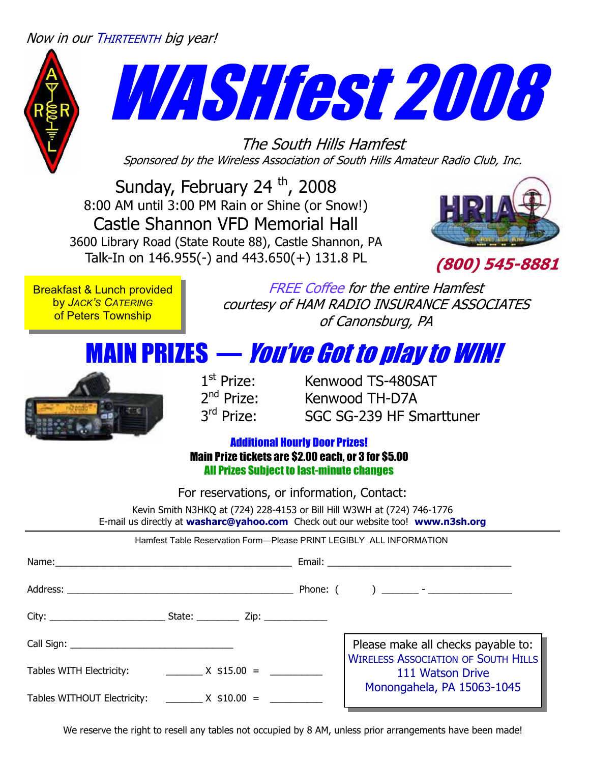*Now in our THIRTEENTH big year!*

# WASHfest 2008

*The South Hills Hamfest*

*Sponsored by the Wireless Association of South Hills Amateur Radio Club, Inc.*

Sunday, February 24 th, 2008

8:00 AM until 3:00 PM Rain or Shine (or Snow!)

Castle Shannon VFD Memorial Hall

3600 Library Road (State Route 88), Castle Shannon, PA

Talk-In on 146.955(-) and 443.650(+) 131.8 PL

HRIA

***(800) 545-8881***

Breakfast & Lunch provided by *JACK'S CATERING* of Peters Township

*FREE Coffee for the entire Hamfest courtesy of HAM RADIO INSURANCE ASSOCIATES of Canonsburg, PA*

## MAIN PRIZES — *You've Got to play to WIN!*

| | |
|---|---|
| 1st Prize: | Kenwood TS-480SAT |
| 2nd Prize: | Kenwood TH-D7A |
| 3rd Prize: | SGC SG-239 HF Smarttuner |

**Additional Hourly Door Prizes!**

**Main Prize tickets are $2.00 each, or 3 for $5.00**

**All Prizes Subject to last-minute changes**

For reservations, or information, Contact:

Kevin Smith N3HKQ at (724) 228-4153 or Bill Hill W3WH at (724) 746-1776

E-mail us directly at **washarc@yahoo.com** Check out our website too! **www.n3sh.org**

---

Hamfest Table Reservation Form—Please PRINT LEGIBLY ALL INFORMATION

Name:______________________________ Email: ______________________________

Address: ____________________________ Phone: ( ) _______ - ______________

City: ____________________ State: ________ Zip: ____________

Call Sign: ______________________________

Tables WITH Electricity: _______ X $15.00 = __________

Tables WITHOUT Electricity: _______ X $10.00 = __________

Please make all checks payable to:
WIRELESS ASSOCIATION OF SOUTH HILLS
111 Watson Drive
Monongahela, PA 15063-1045

We reserve the right to resell any tables not occupied by 8 AM, unless prior arrangements have been made!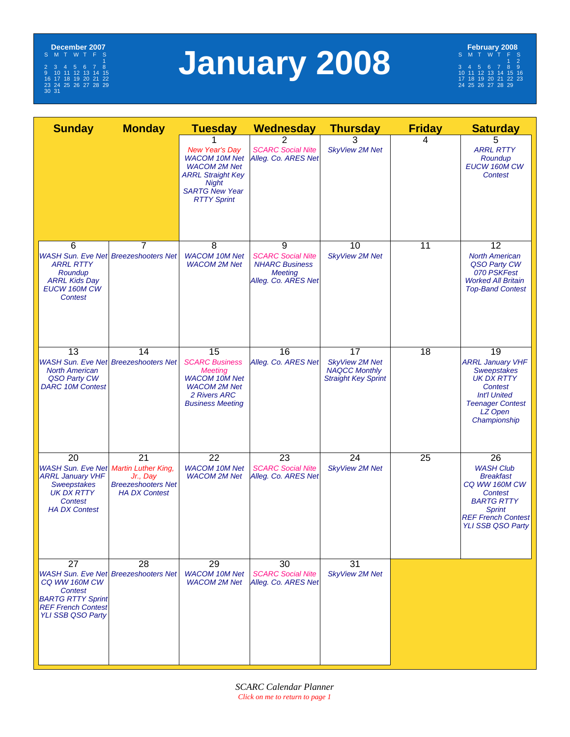# January 2008

**December 2007**

| S | M | T | W | T | F | S |
|---|---|---|---|---|---|---|
| | | | | | | 1 |
| 2 | 3 | 4 | 5 | 6 | 7 | 8 |
| 9 | 10 | 11 | 12 | 13 | 14 | 15 |
| 16 | 17 | 18 | 19 | 20 | 21 | 22 |
| 23 | 24 | 25 | 26 | 27 | 28 | 29 |
| 30 | 31 | | | | | |

**February 2008**

| S | M | T | W | T | F | S |
|---|---|---|---|---|---|---|
| | | | | | 1 | 2 |
| 3 | 4 | 5 | 6 | 7 | 8 | 9 |
| 10 | 11 | 12 | 13 | 14 | 15 | 16 |
| 17 | 18 | 19 | 20 | 21 | 22 | 23 |
| 24 | 25 | 26 | 27 | 28 | 29 | |

| Sunday | Monday | Tuesday | Wednesday | Thursday | Friday | Saturday |
|---|---|---|---|---|---|---|
| | | 1<br>*New Year's Day*<br>*WACOM 10M Net*<br>*WACOM 2M Net*<br>*ARRL Straight Key Night*<br>*SARTG New Year RTTY Sprint* | 2<br>*SCARC Social Nite*<br>*Alleg. Co. ARES Net* | 3<br>*SkyView 2M Net* | 4 | 5<br>*ARRL RTTY Roundup*<br>*EUCW 160M CW Contest* |
| 6<br>*WASH Sun. Eve Net*<br>*ARRL RTTY Roundup*<br>*ARRL Kids Day*<br>*EUCW 160M CW Contest* | 7<br>*Breezeshooters Net* | 8<br>*WACOM 10M Net*<br>*WACOM 2M Net* | 9<br>*SCARC Social Nite*<br>*NHARC Business Meeting*<br>*Alleg. Co. ARES Net* | 10<br>*SkyView 2M Net* | 11 | 12<br>*North American QSO Party CW*<br>*070 PSKFest*<br>*Worked All Britain Top-Band Contest* |
| 13<br>*WASH Sun. Eve Net*<br>*North American QSO Party CW*<br>*DARC 10M Contest* | 14<br>*Breezeshooters Net* | 15<br>*SCARC Business Meeting*<br>*WACOM 10M Net*<br>*WACOM 2M Net*<br>*2 Rivers ARC Business Meeting* | 16<br>*Alleg. Co. ARES Net* | 17<br>*SkyView 2M Net*<br>*NAQCC Monthly Straight Key Sprint* | 18 | 19<br>*ARRL January VHF Sweepstakes*<br>*UK DX RTTY Contest*<br>*Int'l United Teenager Contest*<br>*LZ Open Championship* |
| 20<br>*WASH Sun. Eve Net*<br>*ARRL January VHF Sweepstakes*<br>*UK DX RTTY Contest*<br>*HA DX Contest* | 21<br>*Martin Luther King, Jr., Day*<br>*Breezeshooters Net*<br>*HA DX Contest* | 22<br>*WACOM 10M Net*<br>*WACOM 2M Net* | 23<br>*SCARC Social Nite*<br>*Alleg. Co. ARES Net* | 24<br>*SkyView 2M Net* | 25 | 26<br>*WASH Club Breakfast*<br>*CQ WW 160M CW Contest*<br>*BARTG RTTY Sprint*<br>*REF French Contest*<br>*YLI SSB QSO Party* |
| 27<br>*WASH Sun. Eve Net*<br>*CQ WW 160M CW Contest*<br>*BARTG RTTY Sprint*<br>*REF French Contest*<br>*YLI SSB QSO Party* | 28<br>*Breezeshooters Net* | 29<br>*WACOM 10M Net*<br>*WACOM 2M Net* | 30<br>*SCARC Social Nite*<br>*Alleg. Co. ARES Net* | 31<br>*SkyView 2M Net* | | |

*SCARC Calendar Planner*
*Click on me to return to page 1*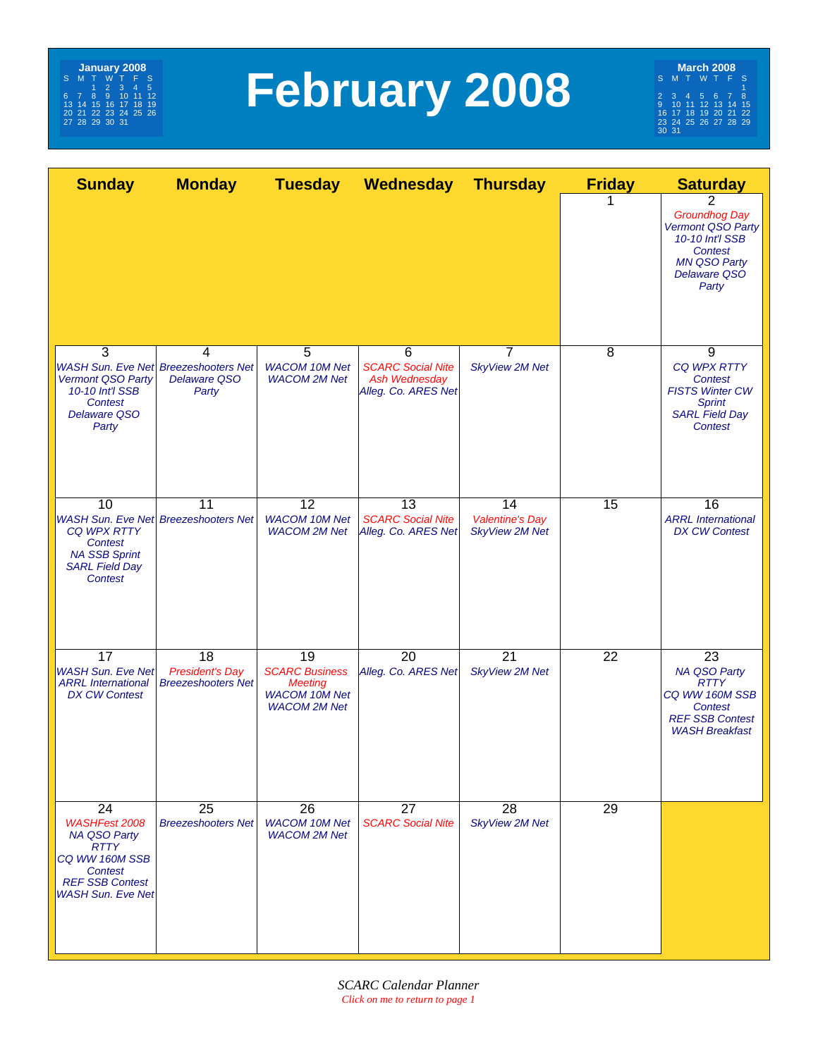# February 2008

**January 2008**

| S | M | T | W | T | F | S |
|---|---|---|---|---|---|---|
| | | 1 | 2 | 3 | 4 | 5 |
| 6 | 7 | 8 | 9 | 10 | 11 | 12 |
| 13 | 14 | 15 | 16 | 17 | 18 | 19 |
| 20 | 21 | 22 | 23 | 24 | 25 | 26 |
| 27 | 28 | 29 | 30 | 31 | | |

**March 2008**

| S | M | T | W | T | F | S |
|---|---|---|---|---|---|---|
| | | | | | | 1 |
| 2 | 3 | 4 | 5 | 6 | 7 | 8 |
| 9 | 10 | 11 | 12 | 13 | 14 | 15 |
| 16 | 17 | 18 | 19 | 20 | 21 | 22 |
| 23 | 24 | 25 | 26 | 27 | 28 | 29 |
| 30 | 31 | | | | | |

| Sunday | Monday | Tuesday | Wednesday | Thursday | Friday | Saturday |
|---|---|---|---|---|---|---|
| | | | | | 1 | 2 *Groundhog Day* *Vermont QSO Party* *10-10 Int'l SSB Contest* *MN QSO Party* *Delaware QSO Party* |
| 3 *WASH Sun. Eve Net* *Vermont QSO Party* *10-10 Int'l SSB Contest* *Delaware QSO Party* | 4 *Breezeshooters Net* *Delaware QSO Party* | 5 *WACOM 10M Net* *WACOM 2M Net* | 6 *SCARC Social Nite* *Ash Wednesday* *Alleg. Co. ARES Net* | 7 *SkyView 2M Net* | 8 | 9 *CQ WPX RTTY Contest* *FISTS Winter CW Sprint* *SARL Field Day Contest* |
| 10 *WASH Sun. Eve Net* *CQ WPX RTTY Contest* *NA SSB Sprint* *SARL Field Day Contest* | 11 *Breezeshooters Net* | 12 *WACOM 10M Net* *WACOM 2M Net* | 13 *SCARC Social Nite* *Alleg. Co. ARES Net* | 14 *Valentine's Day* *SkyView 2M Net* | 15 | 16 *ARRL International DX CW Contest* |
| 17 *WASH Sun. Eve Net* *ARRL International DX CW Contest* | 18 *President's Day* *Breezeshooters Net* | 19 *SCARC Business Meeting* *WACOM 10M Net* *WACOM 2M Net* | 20 *Alleg. Co. ARES Net* | 21 *SkyView 2M Net* | 22 | 23 *NA QSO Party RTTY* *CQ WW 160M SSB Contest* *REF SSB Contest* *WASH Breakfast* |
| 24 *WASHFest 2008* *NA QSO Party RTTY* *CQ WW 160M SSB Contest* *REF SSB Contest* *WASH Sun. Eve Net* | 25 *Breezeshooters Net* | 26 *WACOM 10M Net* *WACOM 2M Net* | 27 *SCARC Social Nite* | 28 *SkyView 2M Net* | 29 | |

*SCARC Calendar Planner*
*Click on me to return to page 1*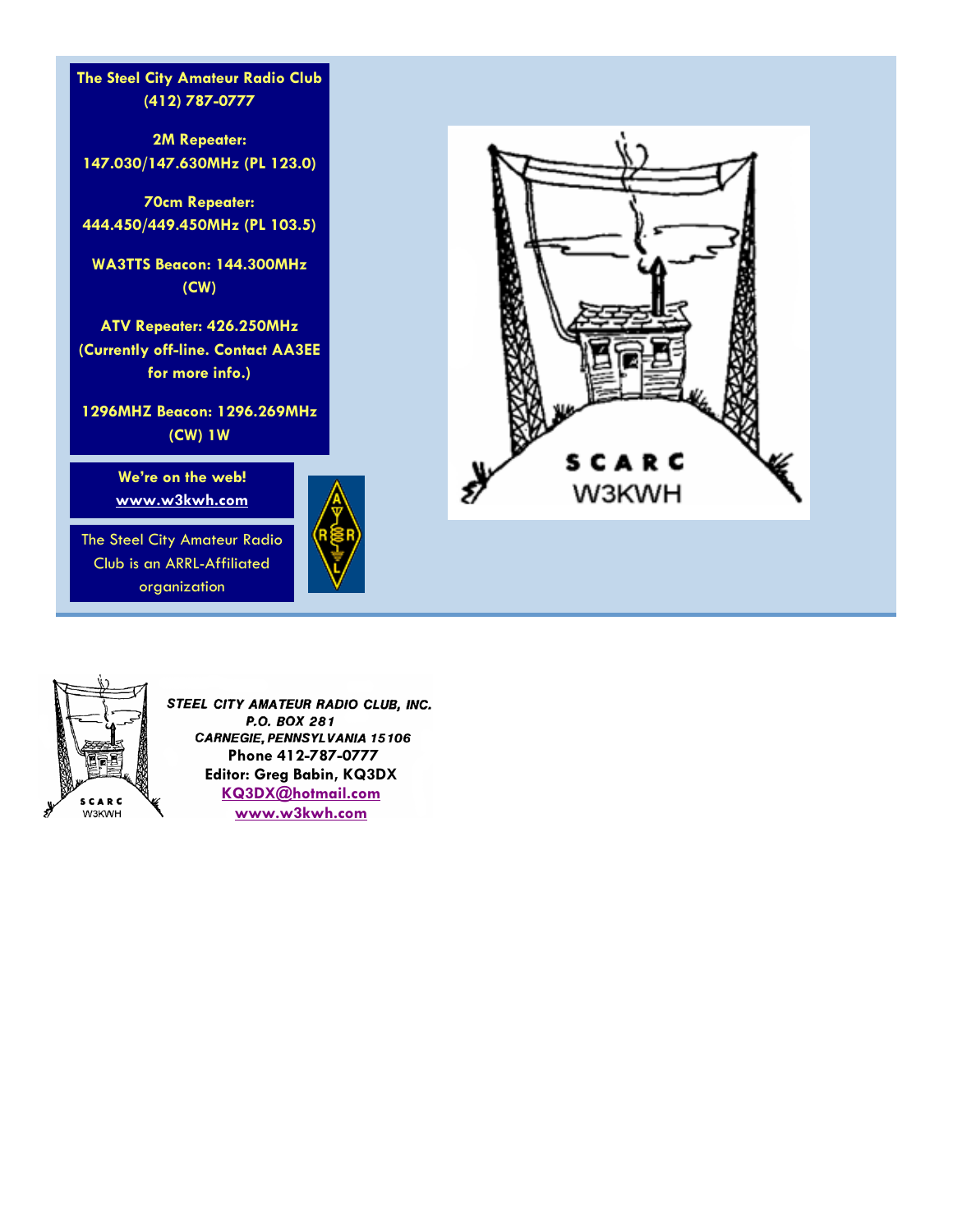**The Steel City Amateur Radio Club**
**(412) 787-0777**

**2M Repeater:**
**147.030/147.630MHz (PL 123.0)**

**70cm Repeater:**
**444.450/449.450MHz (PL 103.5)**

**WA3TTS Beacon: 144.300MHz (CW)**

**ATV Repeater: 426.250MHz (Currently off-line. Contact AA3EE for more info.)**

**1296MHZ Beacon: 1296.269MHz (CW) 1W**

**We're on the web!**
**www.w3kwh.com**

The Steel City Amateur Radio Club is an ARRL-Affiliated organization

***STEEL CITY AMATEUR RADIO CLUB, INC.***
***P.O. BOX 281***
***CARNEGIE, PENNSYLVANIA 15106***
**Phone 412-787-0777**
**Editor: Greg Babin, KQ3DX**
**KQ3DX@hotmail.com**
**www.w3kwh.com**